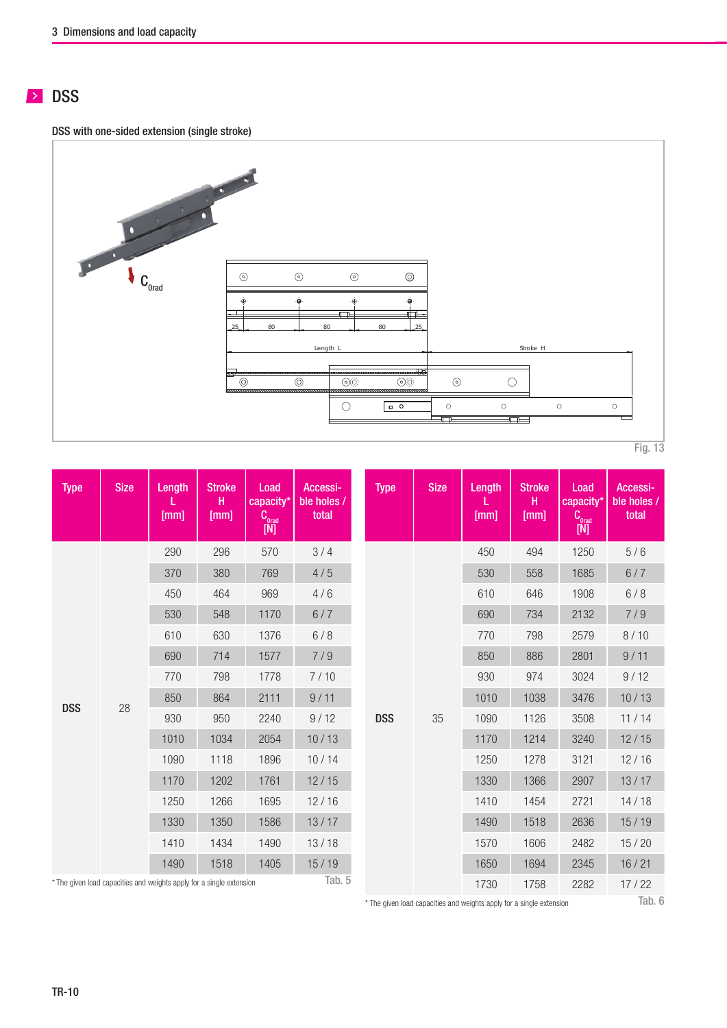## DSS

DSS with one-sided extension (single stroke)

Fig. 13

| Type | Size | Length L [mm] | Stroke H [mm] | Load capacity* $C_{0rad}$ [N] | Accessible holes / total |
|---|---|---|---|---|---|
| DSS | 28 | 290 | 296 | 570 | 3 / 4 |
| | | 370 | 380 | 769 | 4 / 5 |
| | | 450 | 464 | 969 | 4 / 6 |
| | | 530 | 548 | 1170 | 6 / 7 |
| | | 610 | 630 | 1376 | 6 / 8 |
| | | 690 | 714 | 1577 | 7 / 9 |
| | | 770 | 798 | 1778 | 7 / 10 |
| | | 850 | 864 | 2111 | 9 / 11 |
| | | 930 | 950 | 2240 | 9 / 12 |
| | | 1010 | 1034 | 2054 | 10 / 13 |
| | | 1090 | 1118 | 1896 | 10 / 14 |
| | | 1170 | 1202 | 1761 | 12 / 15 |
| | | 1250 | 1266 | 1695 | 12 / 16 |
| | | 1330 | 1350 | 1586 | 13 / 17 |
| | | 1410 | 1434 | 1490 | 13 / 18 |
| | | 1490 | 1518 | 1405 | 15 / 19 |

\* The given load capacities and weights apply for a single extension

Tab. 5

| Type | Size | Length L [mm] | Stroke H [mm] | Load capacity* $C_{0rad}$ [N] | Accessible holes / total |
|---|---|---|---|---|---|
| DSS | 35 | 450 | 494 | 1250 | 5 / 6 |
| | | 530 | 558 | 1685 | 6 / 7 |
| | | 610 | 646 | 1908 | 6 / 8 |
| | | 690 | 734 | 2132 | 7 / 9 |
| | | 770 | 798 | 2579 | 8 / 10 |
| | | 850 | 886 | 2801 | 9 / 11 |
| | | 930 | 974 | 3024 | 9 / 12 |
| | | 1010 | 1038 | 3476 | 10 / 13 |
| | | 1090 | 1126 | 3508 | 11 / 14 |
| | | 1170 | 1214 | 3240 | 12 / 15 |
| | | 1250 | 1278 | 3121 | 12 / 16 |
| | | 1330 | 1366 | 2907 | 13 / 17 |
| | | 1410 | 1454 | 2721 | 14 / 18 |
| | | 1490 | 1518 | 2636 | 15 / 19 |
| | | 1570 | 1606 | 2482 | 15 / 20 |
| | | 1650 | 1694 | 2345 | 16 / 21 |
| | | 1730 | 1758 | 2282 | 17 / 22 |

\* The given load capacities and weights apply for a single extension

Tab. 6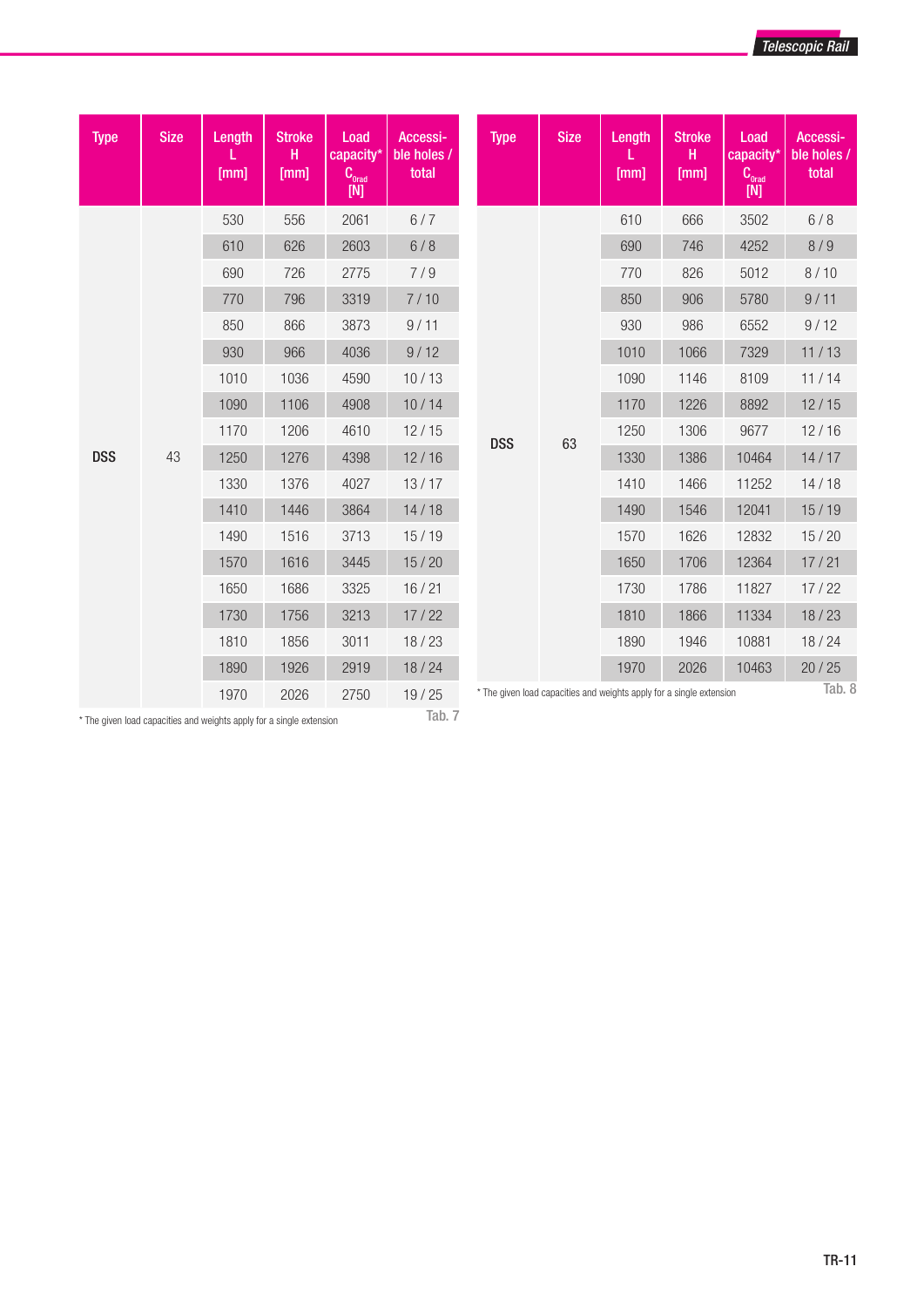| Type | Size | Length L [mm] | Stroke H [mm] | Load capacity* $C_{0rad}$ [N] | Accessible holes / total |
|---|---|---|---|---|---|
| DSS | 43 | 530 | 556 | 2061 | 6 / 7 |
| | | 610 | 626 | 2603 | 6 / 8 |
| | | 690 | 726 | 2775 | 7 / 9 |
| | | 770 | 796 | 3319 | 7 / 10 |
| | | 850 | 866 | 3873 | 9 / 11 |
| | | 930 | 966 | 4036 | 9 / 12 |
| | | 1010 | 1036 | 4590 | 10 / 13 |
| | | 1090 | 1106 | 4908 | 10 / 14 |
| | | 1170 | 1206 | 4610 | 12 / 15 |
| | | 1250 | 1276 | 4398 | 12 / 16 |
| | | 1330 | 1376 | 4027 | 13 / 17 |
| | | 1410 | 1446 | 3864 | 14 / 18 |
| | | 1490 | 1516 | 3713 | 15 / 19 |
| | | 1570 | 1616 | 3445 | 15 / 20 |
| | | 1650 | 1686 | 3325 | 16 / 21 |
| | | 1730 | 1756 | 3213 | 17 / 22 |
| | | 1810 | 1856 | 3011 | 18 / 23 |
| | | 1890 | 1926 | 2919 | 18 / 24 |
| | | 1970 | 2026 | 2750 | 19 / 25 |

* The given load capacities and weights apply for a single extension

Tab. 7

| Type | Size | Length L [mm] | Stroke H [mm] | Load capacity* $C_{0rad}$ [N] | Accessible holes / total |
|---|---|---|---|---|---|
| DSS | 63 | 610 | 666 | 3502 | 6 / 8 |
| | | 690 | 746 | 4252 | 8 / 9 |
| | | 770 | 826 | 5012 | 8 / 10 |
| | | 850 | 906 | 5780 | 9 / 11 |
| | | 930 | 986 | 6552 | 9 / 12 |
| | | 1010 | 1066 | 7329 | 11 / 13 |
| | | 1090 | 1146 | 8109 | 11 / 14 |
| | | 1170 | 1226 | 8892 | 12 / 15 |
| | | 1250 | 1306 | 9677 | 12 / 16 |
| | | 1330 | 1386 | 10464 | 14 / 17 |
| | | 1410 | 1466 | 11252 | 14 / 18 |
| | | 1490 | 1546 | 12041 | 15 / 19 |
| | | 1570 | 1626 | 12832 | 15 / 20 |
| | | 1650 | 1706 | 12364 | 17 / 21 |
| | | 1730 | 1786 | 11827 | 17 / 22 |
| | | 1810 | 1866 | 11334 | 18 / 23 |
| | | 1890 | 1946 | 10881 | 18 / 24 |
| | | 1970 | 2026 | 10463 | 20 / 25 |

* The given load capacities and weights apply for a single extension

Tab. 8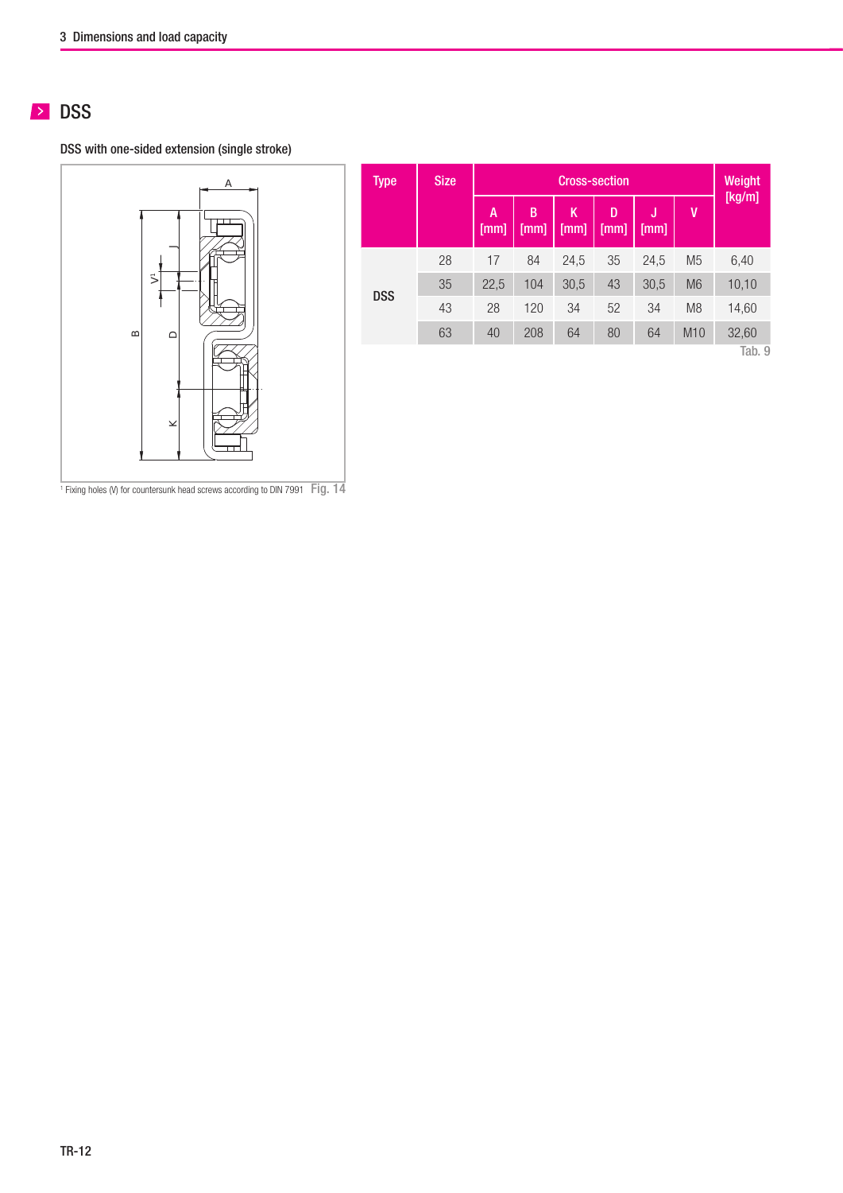## DSS

DSS with one-sided extension (single stroke)

[1] Fixing holes (V) for countersunk head screws according to DIN 7991 Fig. 14

| Type | Size | Cross-section | | | | | | Weight [kg/m] |
|---|---|---|---|---|---|---|---|---|
| | | A [mm] | B [mm] | K [mm] | D [mm] | J [mm] | V | |
| DSS | 28 | 17 | 84 | 24,5 | 35 | 24,5 | M5 | 6,40 |
| | 35 | 22,5 | 104 | 30,5 | 43 | 30,5 | M6 | 10,10 |
| | 43 | 28 | 120 | 34 | 52 | 34 | M8 | 14,60 |
| | 63 | 40 | 208 | 64 | 80 | 64 | M10 | 32,60 |

Tab. 9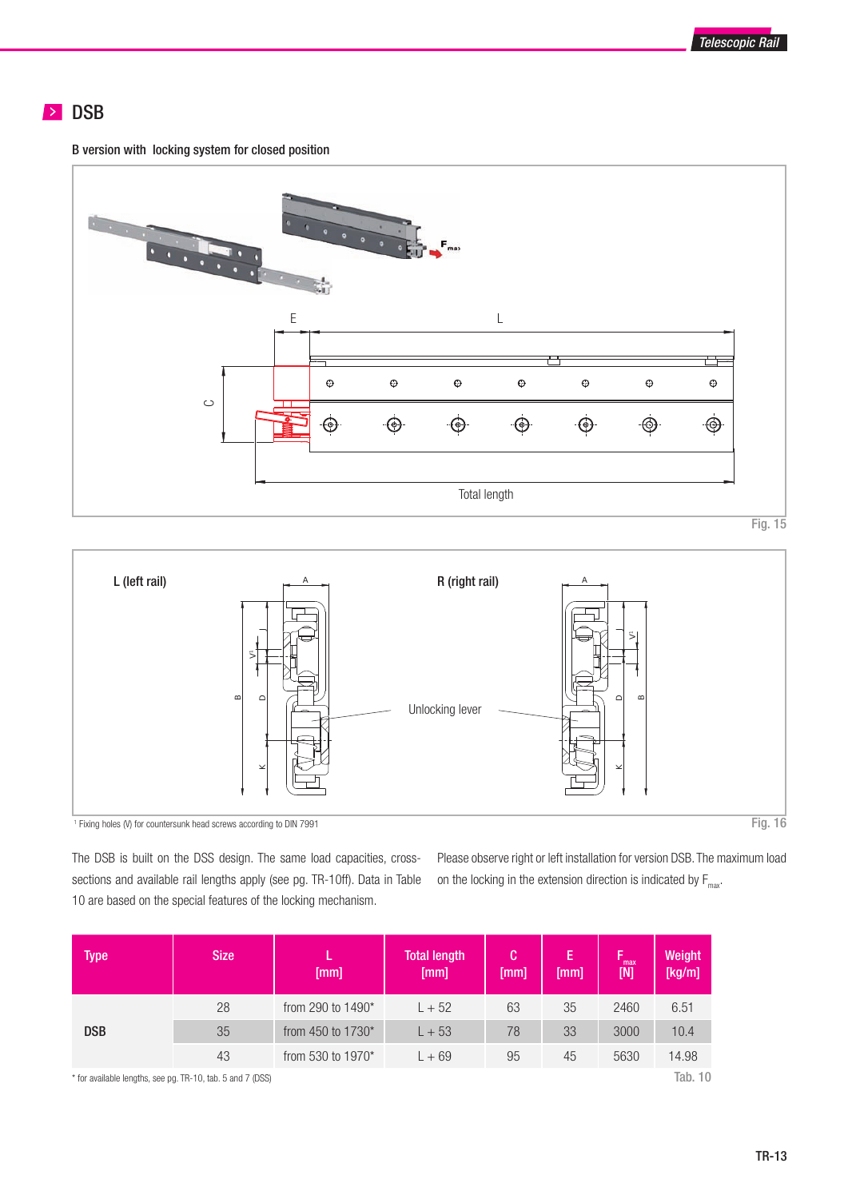## DSB

B version with locking system for closed position

Fig. 15

L (left rail)

R (right rail)

Unlocking lever

Fig. 16

[1] Fixing holes (V) for countersunk head screws according to DIN 7991

The DSB is built on the DSS design. The same load capacities, cross-sections and available rail lengths apply (see pg. TR-10ff). Data in Table 10 are based on the special features of the locking mechanism.

Please observe right or left installation for version DSB. The maximum load on the locking in the extension direction is indicated by $F_{max}$.

| Type | Size | L [mm] | Total length [mm] | C [mm] | E [mm] | $F_{max}$ [N] | Weight [kg/m] |
|---|---|---|---|---|---|---|---|
| DSB | 28 | from 290 to 1490* | L + 52 | 63 | 35 | 2460 | 6.51 |
| | 35 | from 450 to 1730* | L + 53 | 78 | 33 | 3000 | 10.4 |
| | 43 | from 530 to 1970* | L + 69 | 95 | 45 | 5630 | 14.98 |

* for available lengths, see pg. TR-10, tab. 5 and 7 (DSS)

Tab. 10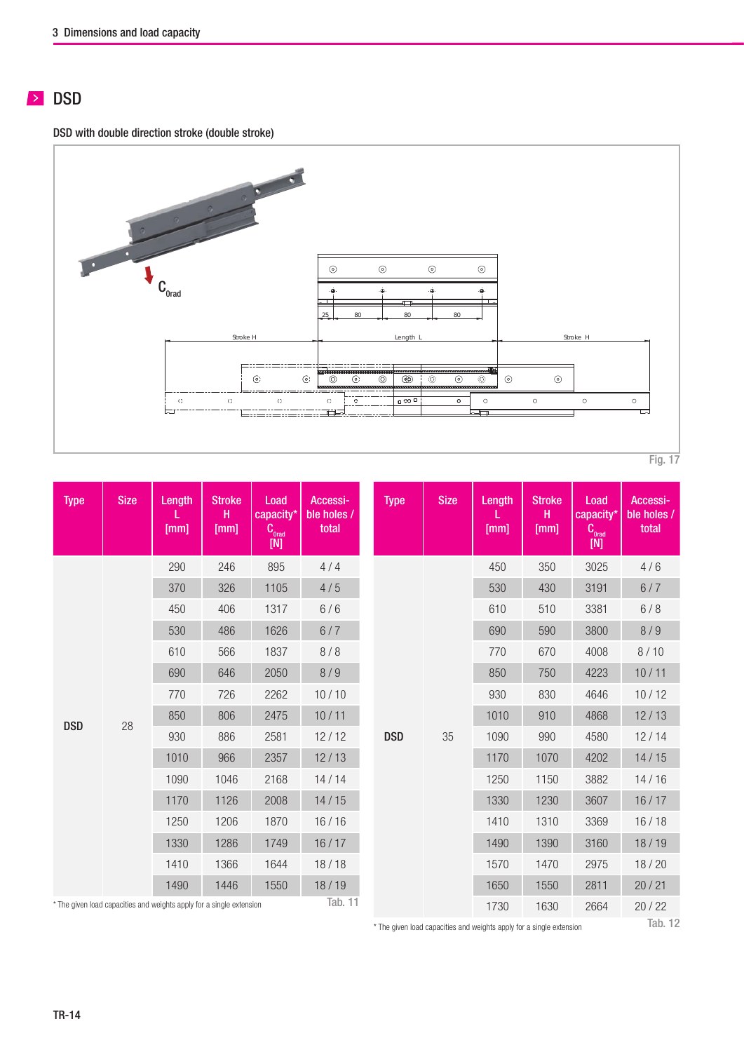## DSD

DSD with double direction stroke (double stroke)

Fig. 17

| Type | Size | Length L [mm] | Stroke H [mm] | Load capacity* $C_{0rad}$ [N] | Accessible holes / total |
|---|---|---|---|---|---|
| DSD | 28 | 290 | 246 | 895 | 4 / 4 |
| | | 370 | 326 | 1105 | 4 / 5 |
| | | 450 | 406 | 1317 | 6 / 6 |
| | | 530 | 486 | 1626 | 6 / 7 |
| | | 610 | 566 | 1837 | 8 / 8 |
| | | 690 | 646 | 2050 | 8 / 9 |
| | | 770 | 726 | 2262 | 10 / 10 |
| | | 850 | 806 | 2475 | 10 / 11 |
| | | 930 | 886 | 2581 | 12 / 12 |
| | | 1010 | 966 | 2357 | 12 / 13 |
| | | 1090 | 1046 | 2168 | 14 / 14 |
| | | 1170 | 1126 | 2008 | 14 / 15 |
| | | 1250 | 1206 | 1870 | 16 / 16 |
| | | 1330 | 1286 | 1749 | 16 / 17 |
| | | 1410 | 1366 | 1644 | 18 / 18 |
| | | 1490 | 1446 | 1550 | 18 / 19 |

* The given load capacities and weights apply for a single extension

Tab. 11

| Type | Size | Length L [mm] | Stroke H [mm] | Load capacity* $C_{0rad}$ [N] | Accessible holes / total |
|---|---|---|---|---|---|
| DSD | 35 | 450 | 350 | 3025 | 4 / 6 |
| | | 530 | 430 | 3191 | 6 / 7 |
| | | 610 | 510 | 3381 | 6 / 8 |
| | | 690 | 590 | 3800 | 8 / 9 |
| | | 770 | 670 | 4008 | 8 / 10 |
| | | 850 | 750 | 4223 | 10 / 11 |
| | | 930 | 830 | 4646 | 10 / 12 |
| | | 1010 | 910 | 4868 | 12 / 13 |
| | | 1090 | 990 | 4580 | 12 / 14 |
| | | 1170 | 1070 | 4202 | 14 / 15 |
| | | 1250 | 1150 | 3882 | 14 / 16 |
| | | 1330 | 1230 | 3607 | 16 / 17 |
| | | 1410 | 1310 | 3369 | 16 / 18 |
| | | 1490 | 1390 | 3160 | 18 / 19 |
| | | 1570 | 1470 | 2975 | 18 / 20 |
| | | 1650 | 1550 | 2811 | 20 / 21 |
| | | 1730 | 1630 | 2664 | 20 / 22 |

* The given load capacities and weights apply for a single extension

Tab. 12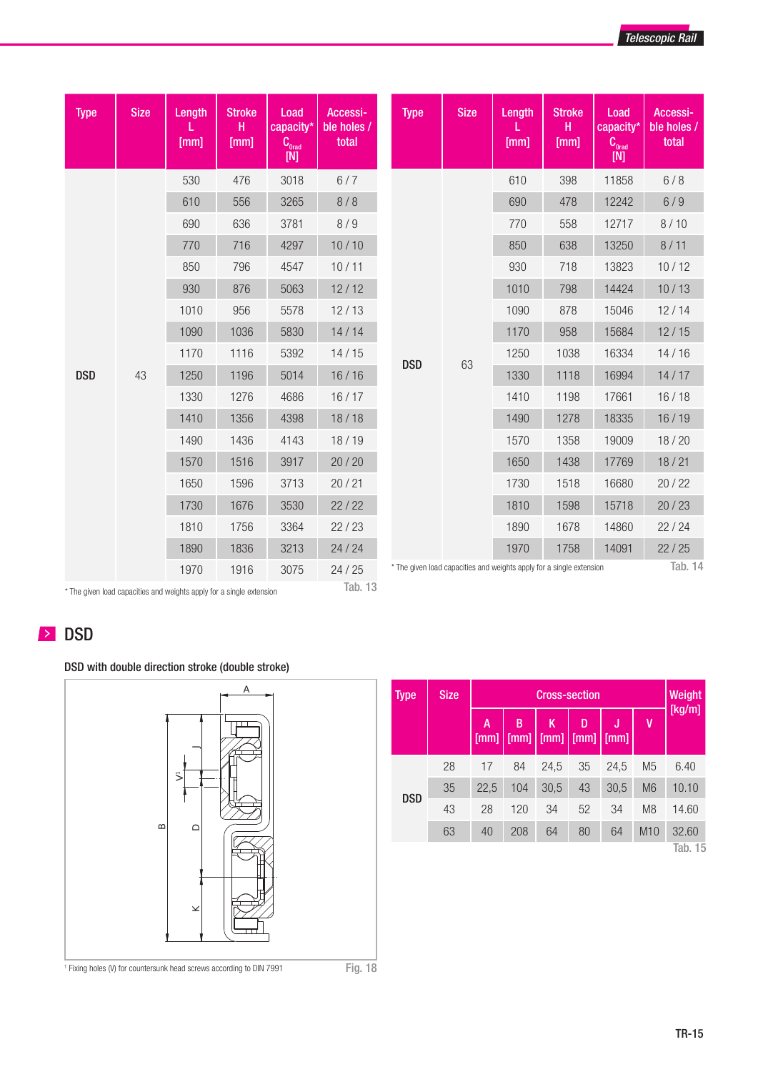| Type | Size | Length L [mm] | Stroke H [mm] | Load capacity* $C_{0rad}$ [N] | Accessible holes / total |
|---|---|---|---|---|---|
| DSD | 43 | 530 | 476 | 3018 | 6 / 7 |
| | | 610 | 556 | 3265 | 8 / 8 |
| | | 690 | 636 | 3781 | 8 / 9 |
| | | 770 | 716 | 4297 | 10 / 10 |
| | | 850 | 796 | 4547 | 10 / 11 |
| | | 930 | 876 | 5063 | 12 / 12 |
| | | 1010 | 956 | 5578 | 12 / 13 |
| | | 1090 | 1036 | 5830 | 14 / 14 |
| | | 1170 | 1116 | 5392 | 14 / 15 |
| | | 1250 | 1196 | 5014 | 16 / 16 |
| | | 1330 | 1276 | 4686 | 16 / 17 |
| | | 1410 | 1356 | 4398 | 18 / 18 |
| | | 1490 | 1436 | 4143 | 18 / 19 |
| | | 1570 | 1516 | 3917 | 20 / 20 |
| | | 1650 | 1596 | 3713 | 20 / 21 |
| | | 1730 | 1676 | 3530 | 22 / 22 |
| | | 1810 | 1756 | 3364 | 22 / 23 |
| | | 1890 | 1836 | 3213 | 24 / 24 |
| | | 1970 | 1916 | 3075 | 24 / 25 |

\* The given load capacities and weights apply for a single extension

Tab. 13

| Type | Size | Length L [mm] | Stroke H [mm] | Load capacity* $C_{0rad}$ [N] | Accessible holes / total |
|---|---|---|---|---|---|
| DSD | 63 | 610 | 398 | 11858 | 6 / 8 |
| | | 690 | 478 | 12242 | 6 / 9 |
| | | 770 | 558 | 12717 | 8 / 10 |
| | | 850 | 638 | 13250 | 8 / 11 |
| | | 930 | 718 | 13823 | 10 / 12 |
| | | 1010 | 798 | 14424 | 10 / 13 |
| | | 1090 | 878 | 15046 | 12 / 14 |
| | | 1170 | 958 | 15684 | 12 / 15 |
| | | 1250 | 1038 | 16334 | 14 / 16 |
| | | 1330 | 1118 | 16994 | 14 / 17 |
| | | 1410 | 1198 | 17661 | 16 / 18 |
| | | 1490 | 1278 | 18335 | 16 / 19 |
| | | 1570 | 1358 | 19009 | 18 / 20 |
| | | 1650 | 1438 | 17769 | 18 / 21 |
| | | 1730 | 1518 | 16680 | 20 / 22 |
| | | 1810 | 1598 | 15718 | 20 / 23 |
| | | 1890 | 1678 | 14860 | 22 / 24 |
| | | 1970 | 1758 | 14091 | 22 / 25 |

\* The given load capacities and weights apply for a single extension

Tab. 14

## DSD

DSD with double direction stroke (double stroke)

A

B

D

J

V[1]

K

[1] Fixing holes (V) for countersunk head screws according to DIN 7991

Fig. 18

| Type | Size | Cross-section | | | | | | Weight [kg/m] |
|---|---|---|---|---|---|---|---|---|
| | | A [mm] | B [mm] | K [mm] | D [mm] | J [mm] | V | |
| DSD | 28 | 17 | 84 | 24,5 | 35 | 24,5 | M5 | 6.40 |
| | 35 | 22,5 | 104 | 30,5 | 43 | 30,5 | M6 | 10.10 |
| | 43 | 28 | 120 | 34 | 52 | 34 | M8 | 14.60 |
| | 63 | 40 | 208 | 64 | 80 | 64 | M10 | 32.60 |

Tab. 15